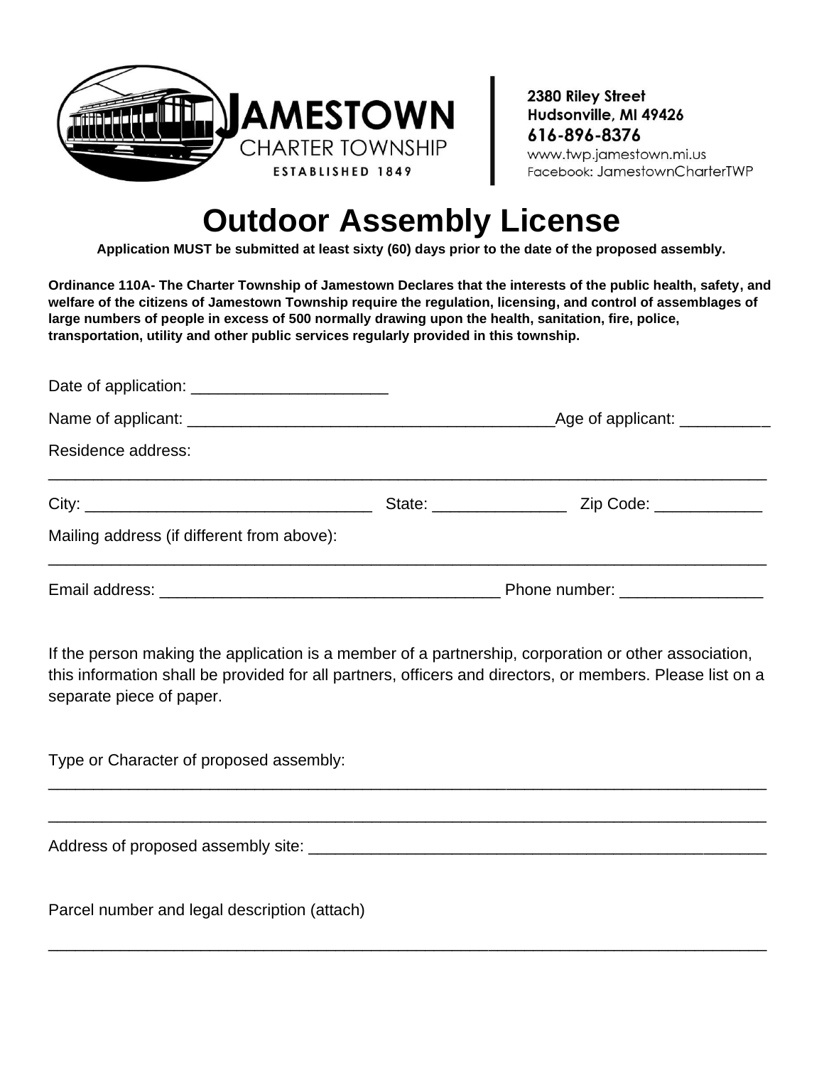JAMESTOWN CHARTER TOWNSHIP
ESTABLISHED 1849

2380 Riley Street
Hudsonville, MI 49426
616-896-8376
www.twp.jamestown.mi.us
Facebook: JamestownCharterTWP

# Outdoor Assembly License

**Application MUST be submitted at least sixty (60) days prior to the date of the proposed assembly.**

**Ordinance 110A- The Charter Township of Jamestown Declares that the interests of the public health, safety, and welfare of the citizens of Jamestown Township require the regulation, licensing, and control of assemblages of large numbers of people in excess of 500 normally drawing upon the health, sanitation, fire, police, transportation, utility and other public services regularly provided in this township.**

Date of application: ______________________

Name of applicant: _________________________________________ Age of applicant: __________

Residence address:

_____________________________________________________________________________________

City: ________________________________ State: _______________ Zip Code: ____________

Mailing address (if different from above):

_____________________________________________________________________________________

Email address: ______________________________________ Phone number: ________________

If the person making the application is a member of a partnership, corporation or other association, this information shall be provided for all partners, officers and directors, or members. Please list on a separate piece of paper.

Type or Character of proposed assembly:

_____________________________________________________________________________________

_____________________________________________________________________________________

Address of proposed assembly site: ____________________________________________________

Parcel number and legal description (attach)

_____________________________________________________________________________________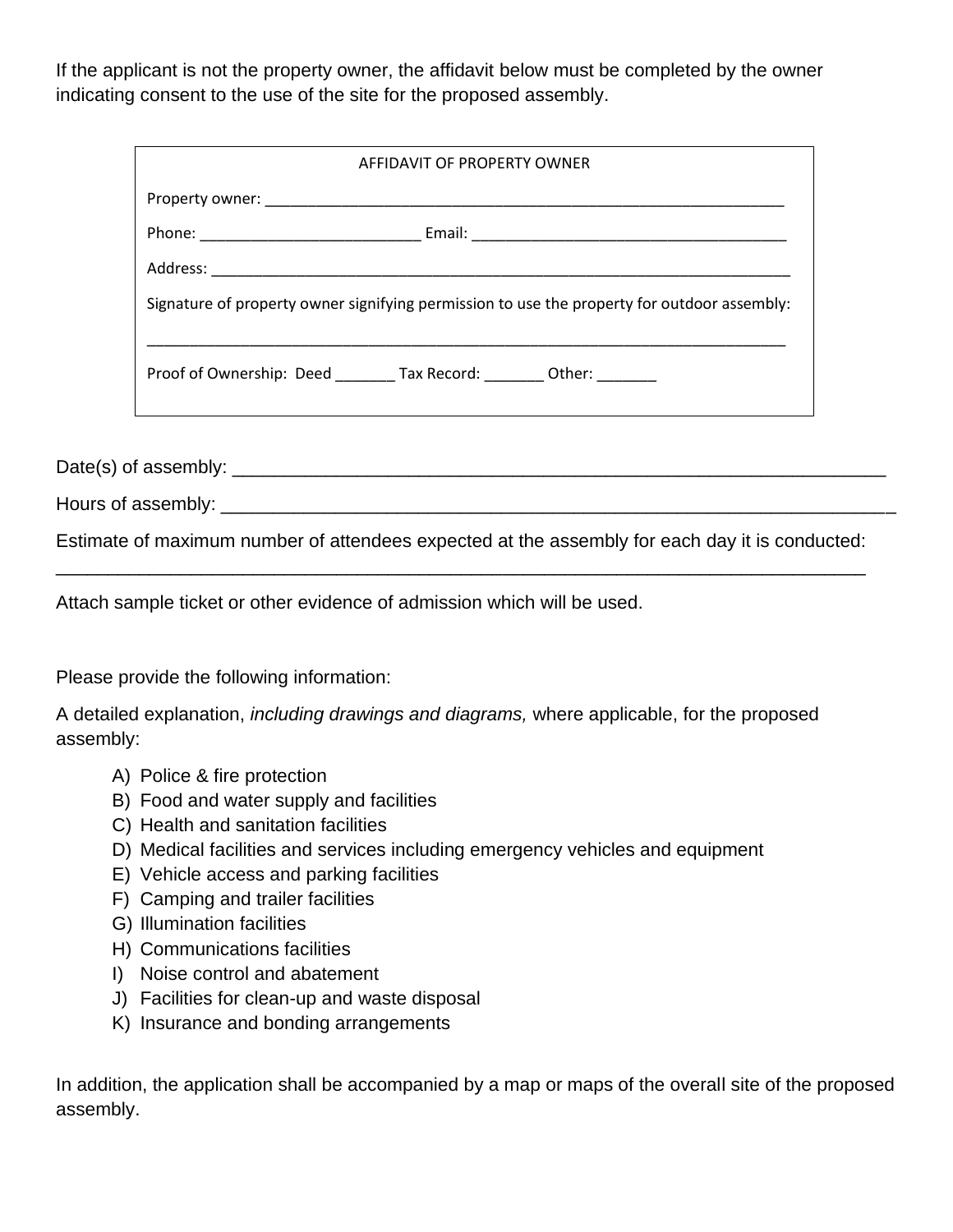If the applicant is not the property owner, the affidavit below must be completed by the owner indicating consent to the use of the site for the proposed assembly.

**AFFIDAVIT OF PROPERTY OWNER**

Property owner: ____________________________________________________________

Phone: __________________________ Email: ______________________________________

Address: _______________________________________________________________________

Signature of property owner signifying permission to use the property for outdoor assembly:

_______________________________________________________________________________

Proof of Ownership: Deed _______ Tax Record: _______ Other: _______

Date(s) of assembly: ______________________________________________________________

Hours of assembly: _______________________________________________________________

Estimate of maximum number of attendees expected at the assembly for each day it is conducted: _______________________________________________________________________________

Attach sample ticket or other evidence of admission which will be used.

Please provide the following information:

A detailed explanation, *including drawings and diagrams,* where applicable, for the proposed assembly:

A) Police & fire protection
B) Food and water supply and facilities
C) Health and sanitation facilities
D) Medical facilities and services including emergency vehicles and equipment
E) Vehicle access and parking facilities
F) Camping and trailer facilities
G) Illumination facilities
H) Communications facilities
I) Noise control and abatement
J) Facilities for clean-up and waste disposal
K) Insurance and bonding arrangements

In addition, the application shall be accompanied by a map or maps of the overall site of the proposed assembly.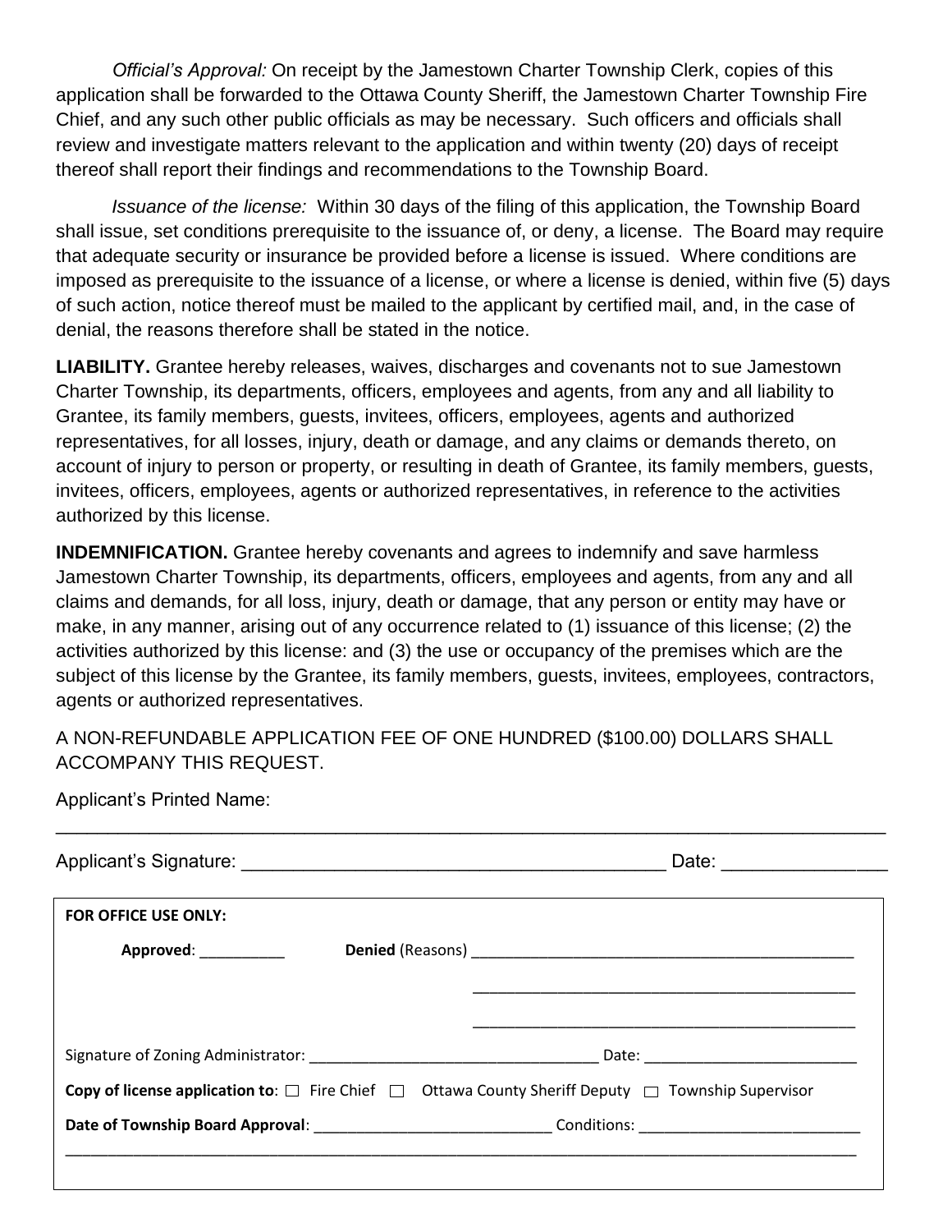*Official's Approval:* On receipt by the Jamestown Charter Township Clerk, copies of this application shall be forwarded to the Ottawa County Sheriff, the Jamestown Charter Township Fire Chief, and any such other public officials as may be necessary. Such officers and officials shall review and investigate matters relevant to the application and within twenty (20) days of receipt thereof shall report their findings and recommendations to the Township Board.

*Issuance of the license:* Within 30 days of the filing of this application, the Township Board shall issue, set conditions prerequisite to the issuance of, or deny, a license. The Board may require that adequate security or insurance be provided before a license is issued. Where conditions are imposed as prerequisite to the issuance of a license, or where a license is denied, within five (5) days of such action, notice thereof must be mailed to the applicant by certified mail, and, in the case of denial, the reasons therefore shall be stated in the notice.

**LIABILITY.** Grantee hereby releases, waives, discharges and covenants not to sue Jamestown Charter Township, its departments, officers, employees and agents, from any and all liability to Grantee, its family members, guests, invitees, officers, employees, agents and authorized representatives, for all losses, injury, death or damage, and any claims or demands thereto, on account of injury to person or property, or resulting in death of Grantee, its family members, guests, invitees, officers, employees, agents or authorized representatives, in reference to the activities authorized by this license.

**INDEMNIFICATION.** Grantee hereby covenants and agrees to indemnify and save harmless Jamestown Charter Township, its departments, officers, employees and agents, from any and all claims and demands, for all loss, injury, death or damage, that any person or entity may have or make, in any manner, arising out of any occurrence related to (1) issuance of this license; (2) the activities authorized by this license: and (3) the use or occupancy of the premises which are the subject of this license by the Grantee, its family members, guests, invitees, employees, contractors, agents or authorized representatives.

A NON-REFUNDABLE APPLICATION FEE OF ONE HUNDRED ($100.00) DOLLARS SHALL ACCOMPANY THIS REQUEST.

Applicant's Printed Name:

_______________________________________________________________________________

Applicant's Signature: __________________________________________ Date: ________________

**FOR OFFICE USE ONLY:**

**Approved**: __________ **Denied** (Reasons) ______________________________________________

______________________________________________

______________________________________________

Signature of Zoning Administrator: ___________________________________ Date: __________________________

**Copy of license application to**: ☐ Fire Chief ☐ Ottawa County Sheriff Deputy ☐ Township Supervisor

**Date of Township Board Approval**: _____________________________ Conditions: ___________________________

_______________________________________________________________________________